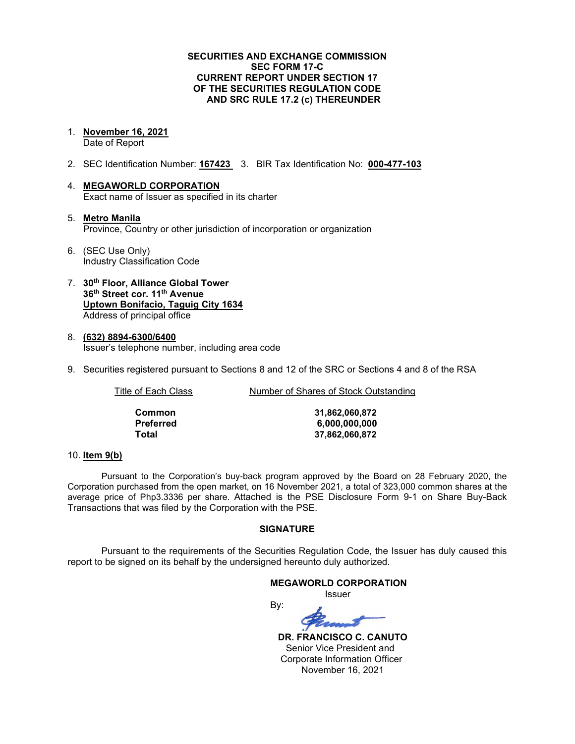**SECURITIES AND EXCHANGE COMMISSION**
**SEC FORM 17-C**
**CURRENT REPORT UNDER SECTION 17**
**OF THE SECURITIES REGULATION CODE**
**AND SRC RULE 17.2 (c) THEREUNDER**

1. **November 16, 2021**
   Date of Report

2. SEC Identification Number: **167423** 3. BIR Tax Identification No: **000-477-103**

4. **MEGAWORLD CORPORATION**
   Exact name of Issuer as specified in its charter

5. **Metro Manila**
   Province, Country or other jurisdiction of incorporation or organization

6. (SEC Use Only)
   Industry Classification Code

7. **30th Floor, Alliance Global Tower**
   **36th Street cor. 11th Avenue**
   **Uptown Bonifacio, Taguig City 1634**
   Address of principal office

8. **(632) 8894-6300/6400**
   Issuer's telephone number, including area code

9. Securities registered pursuant to Sections 8 and 12 of the SRC or Sections 4 and 8 of the RSA

| Title of Each Class | Number of Shares of Stock Outstanding |
|---|---|
| **Common** | **31,862,060,872** |
| **Preferred** | **6,000,000,000** |
| **Total** | **37,862,060,872** |

10. **Item 9(b)**

Pursuant to the Corporation's buy-back program approved by the Board on 28 February 2020, the Corporation purchased from the open market, on 16 November 2021, a total of 323,000 common shares at the average price of Php3.3336 per share. Attached is the PSE Disclosure Form 9-1 on Share Buy-Back Transactions that was filed by the Corporation with the PSE.

**SIGNATURE**

Pursuant to the requirements of the Securities Regulation Code, the Issuer has duly caused this report to be signed on its behalf by the undersigned hereunto duly authorized.

**MEGAWORLD CORPORATION**
Issuer

By:

**DR. FRANCISCO C. CANUTO**
Senior Vice President and
Corporate Information Officer
November 16, 2021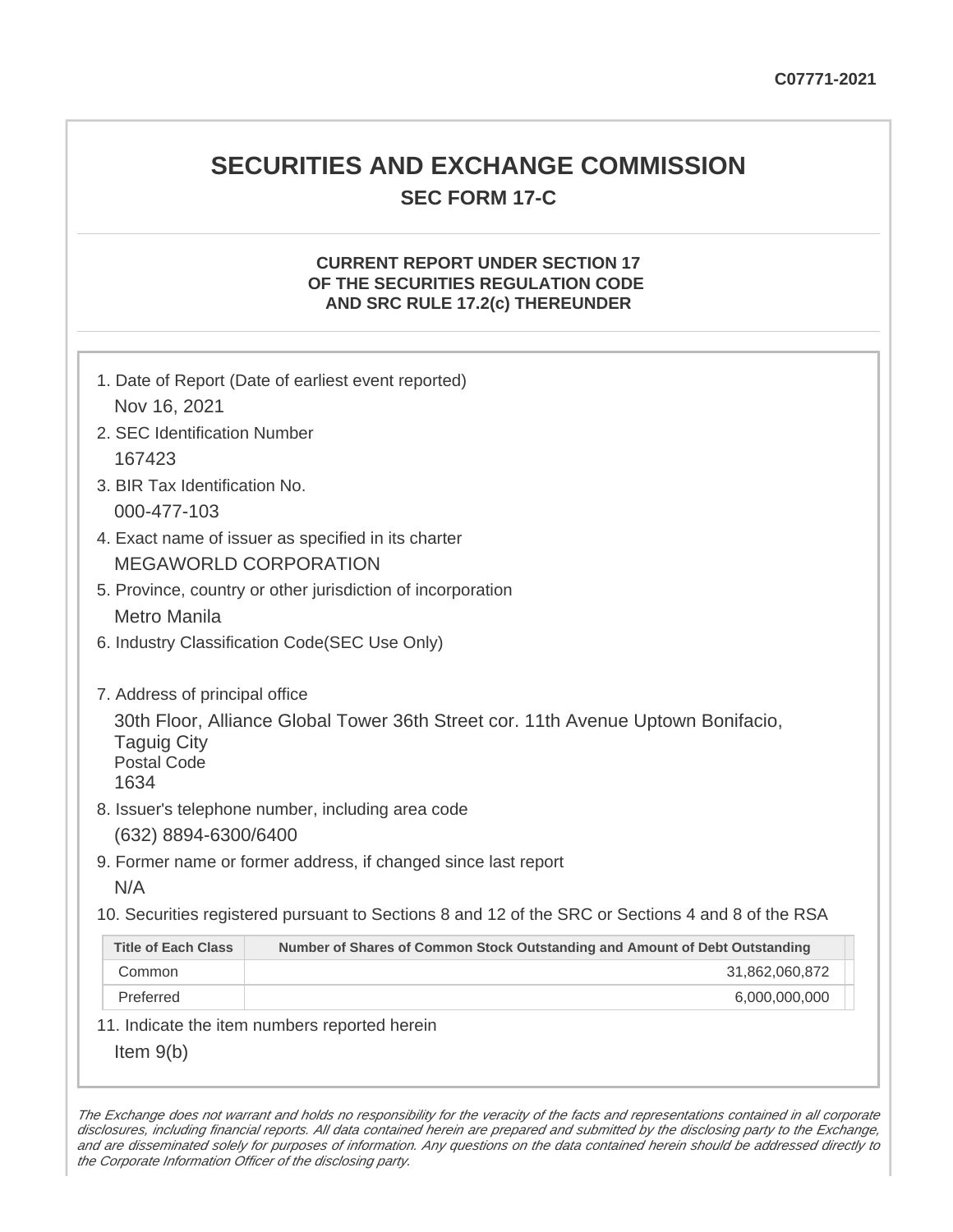C07771-2021

# SECURITIES AND EXCHANGE COMMISSION

## SEC FORM 17-C

### CURRENT REPORT UNDER SECTION 17 OF THE SECURITIES REGULATION CODE AND SRC RULE 17.2(c) THEREUNDER

1. Date of Report (Date of earliest event reported)
   Nov 16, 2021
2. SEC Identification Number
   167423
3. BIR Tax Identification No.
   000-477-103
4. Exact name of issuer as specified in its charter
   MEGAWORLD CORPORATION
5. Province, country or other jurisdiction of incorporation
   Metro Manila
6. Industry Classification Code(SEC Use Only)

7. Address of principal office
   30th Floor, Alliance Global Tower 36th Street cor. 11th Avenue Uptown Bonifacio, Taguig City
   Postal Code
   1634
8. Issuer's telephone number, including area code
   (632) 8894-6300/6400
9. Former name or former address, if changed since last report
   N/A
10. Securities registered pursuant to Sections 8 and 12 of the SRC or Sections 4 and 8 of the RSA

| Title of Each Class | Number of Shares of Common Stock Outstanding and Amount of Debt Outstanding |
|---|---|
| Common | 31,862,060,872 |
| Preferred | 6,000,000,000 |

11. Indicate the item numbers reported herein
    Item 9(b)

*The Exchange does not warrant and holds no responsibility for the veracity of the facts and representations contained in all corporate disclosures, including financial reports. All data contained herein are prepared and submitted by the disclosing party to the Exchange, and are disseminated solely for purposes of information. Any questions on the data contained herein should be addressed directly to the Corporate Information Officer of the disclosing party.*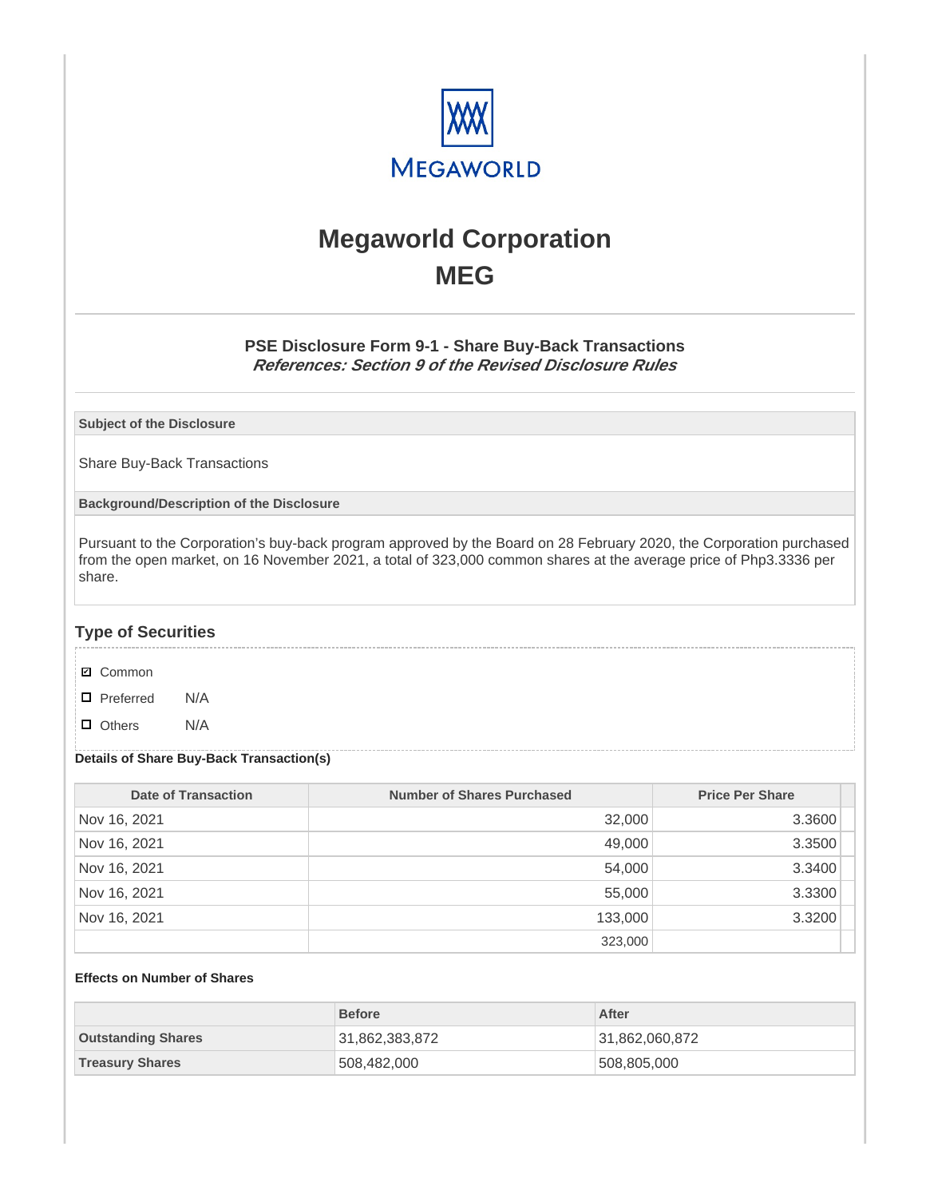# Megaworld Corporation
# MEG

### PSE Disclosure Form 9-1 - Share Buy-Back Transactions
***References: Section 9 of the Revised Disclosure Rules***

**Subject of the Disclosure**

Share Buy-Back Transactions

**Background/Description of the Disclosure**

Pursuant to the Corporation's buy-back program approved by the Board on 28 February 2020, the Corporation purchased from the open market, on 16 November 2021, a total of 323,000 common shares at the average price of Php3.3336 per share.

## Type of Securities

- ☑ Common
- ☐ Preferred N/A
- ☐ Others N/A

**Details of Share Buy-Back Transaction(s)**

| Date of Transaction | Number of Shares Purchased | Price Per Share |
|---|---|---|
| Nov 16, 2021 | 32,000 | 3.3600 |
| Nov 16, 2021 | 49,000 | 3.3500 |
| Nov 16, 2021 | 54,000 | 3.3400 |
| Nov 16, 2021 | 55,000 | 3.3300 |
| Nov 16, 2021 | 133,000 | 3.3200 |
| | 323,000 | |

**Effects on Number of Shares**

| | Before | After |
|---|---|---|
| **Outstanding Shares** | 31,862,383,872 | 31,862,060,872 |
| **Treasury Shares** | 508,482,000 | 508,805,000 |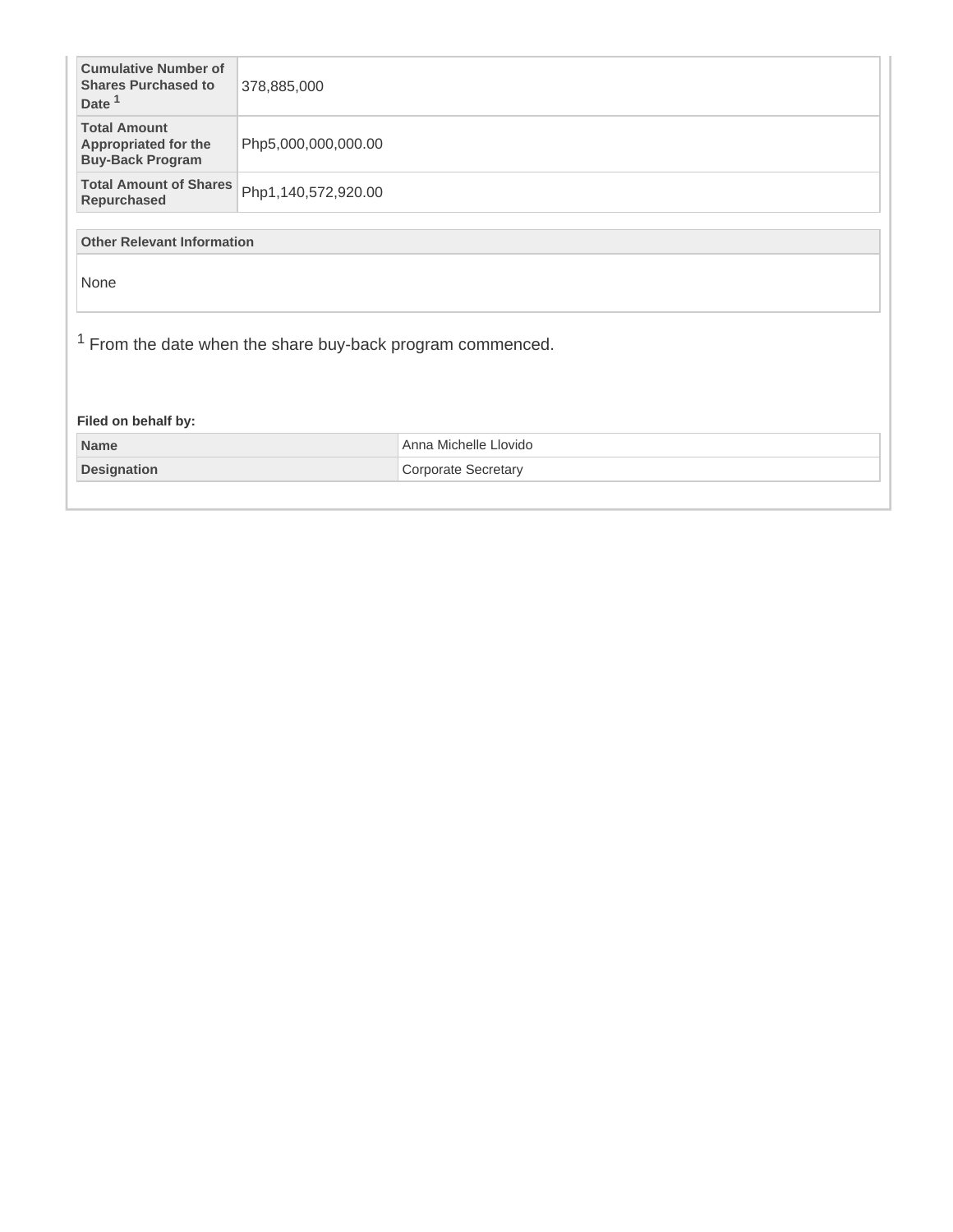| | |
|---|---|
| **Cumulative Number of Shares Purchased to Date** [1] | 378,885,000 |
| **Total Amount Appropriated for the Buy-Back Program** | Php5,000,000,000.00 |
| **Total Amount of Shares Repurchased** | Php1,140,572,920.00 |

| Other Relevant Information |
|---|
| None |

[1] From the date when the share buy-back program commenced.

**Filed on behalf by:**

| | |
|---|---|
| **Name** | Anna Michelle Llovido |
| **Designation** | Corporate Secretary |